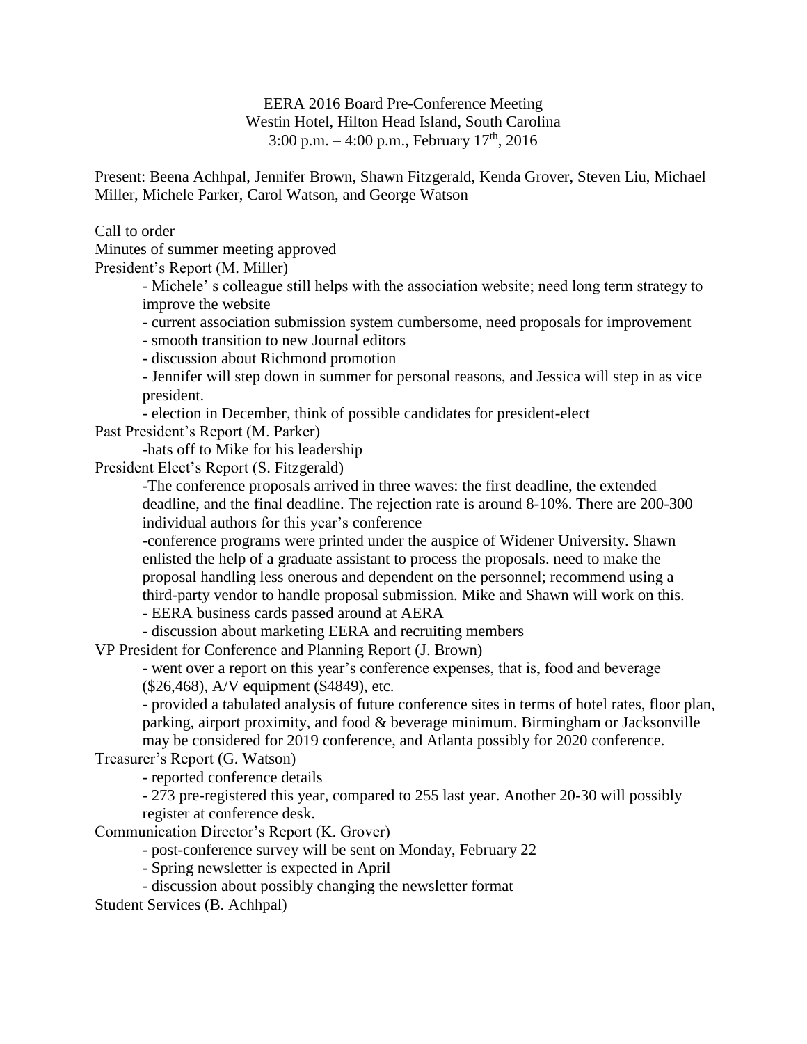EERA 2016 Board Pre-Conference Meeting
Westin Hotel, Hilton Head Island, South Carolina
3:00 p.m. – 4:00 p.m., February 17th, 2016

Present: Beena Achhpal, Jennifer Brown, Shawn Fitzgerald, Kenda Grover, Steven Liu, Michael Miller, Michele Parker, Carol Watson, and George Watson

Call to order

Minutes of summer meeting approved

President's Report (M. Miller)

- Michele' s colleague still helps with the association website; need long term strategy to improve the website
- current association submission system cumbersome, need proposals for improvement
- smooth transition to new Journal editors
- discussion about Richmond promotion
- Jennifer will step down in summer for personal reasons, and Jessica will step in as vice president.
- election in December, think of possible candidates for president-elect

Past President's Report (M. Parker)

-hats off to Mike for his leadership

President Elect's Report (S. Fitzgerald)

-The conference proposals arrived in three waves: the first deadline, the extended deadline, and the final deadline. The rejection rate is around 8-10%. There are 200-300 individual authors for this year's conference

-conference programs were printed under the auspice of Widener University. Shawn enlisted the help of a graduate assistant to process the proposals. need to make the proposal handling less onerous and dependent on the personnel; recommend using a third-party vendor to handle proposal submission. Mike and Shawn will work on this.

- EERA business cards passed around at AERA
- discussion about marketing EERA and recruiting members

VP President for Conference and Planning Report (J. Brown)

- went over a report on this year's conference expenses, that is, food and beverage ($26,468), A/V equipment ($4849), etc.
- provided a tabulated analysis of future conference sites in terms of hotel rates, floor plan, parking, airport proximity, and food & beverage minimum. Birmingham or Jacksonville may be considered for 2019 conference, and Atlanta possibly for 2020 conference.

Treasurer's Report (G. Watson)

- reported conference details
- 273 pre-registered this year, compared to 255 last year. Another 20-30 will possibly register at conference desk.

Communication Director's Report (K. Grover)

- post-conference survey will be sent on Monday, February 22
- Spring newsletter is expected in April
- discussion about possibly changing the newsletter format

Student Services (B. Achhpal)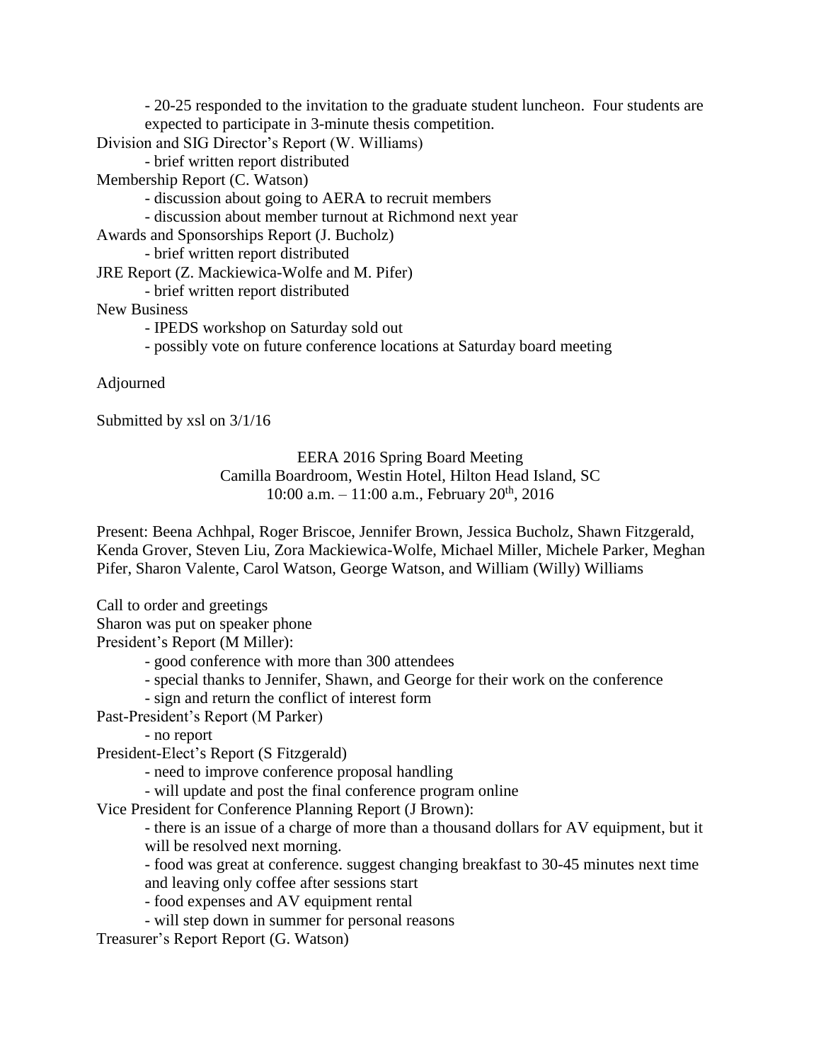- 20-25 responded to the invitation to the graduate student luncheon. Four students are expected to participate in 3-minute thesis competition.

Division and SIG Director's Report (W. Williams)

- brief written report distributed

Membership Report (C. Watson)

- discussion about going to AERA to recruit members
- discussion about member turnout at Richmond next year

Awards and Sponsorships Report (J. Bucholz)

- brief written report distributed

JRE Report (Z. Mackiewica-Wolfe and M. Pifer)

- brief written report distributed

New Business

- IPEDS workshop on Saturday sold out
- possibly vote on future conference locations at Saturday board meeting

Adjourned

Submitted by xsl on 3/1/16

EERA 2016 Spring Board Meeting
Camilla Boardroom, Westin Hotel, Hilton Head Island, SC
10:00 a.m. – 11:00 a.m., February 20th, 2016

Present: Beena Achhpal, Roger Briscoe, Jennifer Brown, Jessica Bucholz, Shawn Fitzgerald, Kenda Grover, Steven Liu, Zora Mackiewica-Wolfe, Michael Miller, Michele Parker, Meghan Pifer, Sharon Valente, Carol Watson, George Watson, and William (Willy) Williams

Call to order and greetings

Sharon was put on speaker phone

President's Report (M Miller):

- good conference with more than 300 attendees
- special thanks to Jennifer, Shawn, and George for their work on the conference
- sign and return the conflict of interest form

Past-President's Report (M Parker)

- no report

President-Elect's Report (S Fitzgerald)

- need to improve conference proposal handling
- will update and post the final conference program online

Vice President for Conference Planning Report (J Brown):

- there is an issue of a charge of more than a thousand dollars for AV equipment, but it will be resolved next morning.
- food was great at conference. suggest changing breakfast to 30-45 minutes next time and leaving only coffee after sessions start
- food expenses and AV equipment rental
- will step down in summer for personal reasons

Treasurer's Report Report (G. Watson)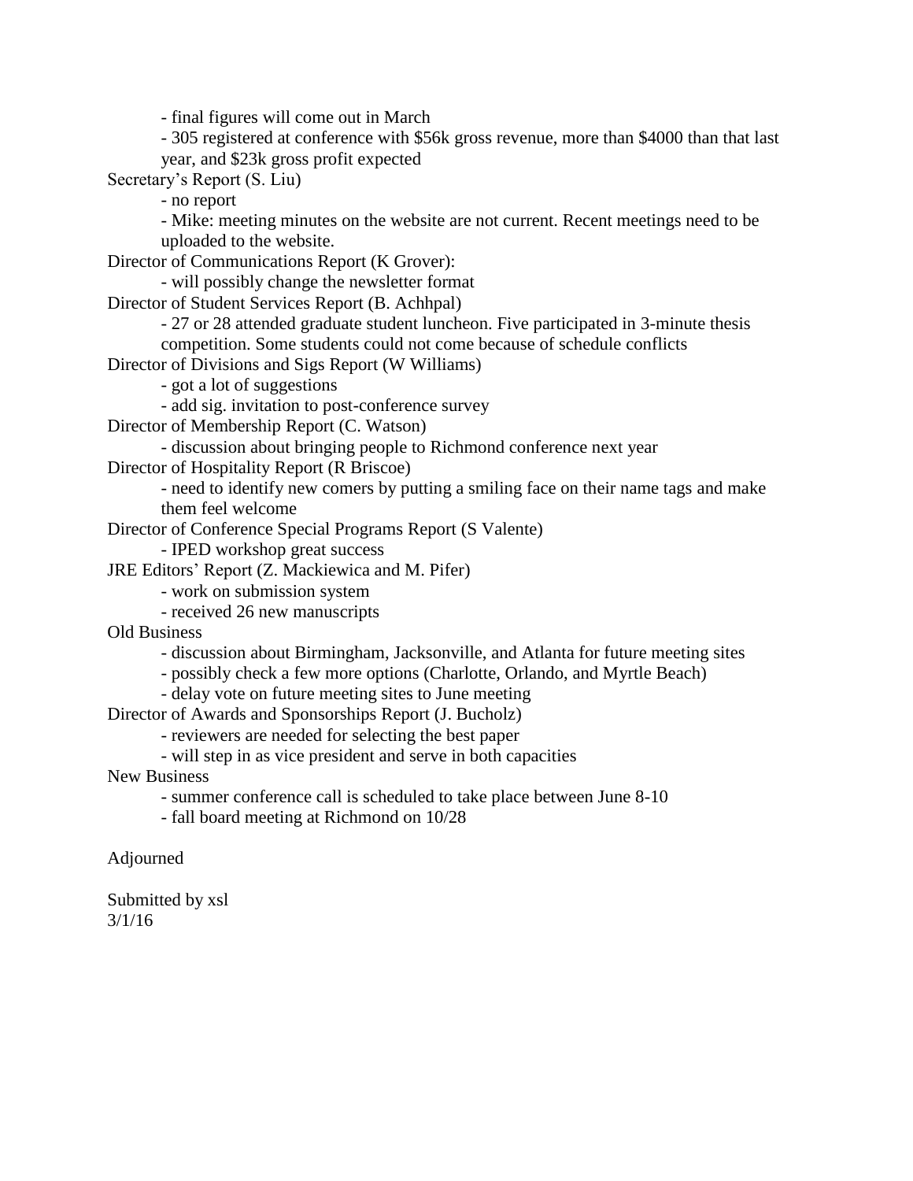- final figures will come out in March
- 305 registered at conference with $56k gross revenue, more than $4000 than that last year, and $23k gross profit expected

Secretary's Report (S. Liu)

- no report
- Mike: meeting minutes on the website are not current. Recent meetings need to be uploaded to the website.

Director of Communications Report (K Grover):

- will possibly change the newsletter format

Director of Student Services Report (B. Achhpal)

- 27 or 28 attended graduate student luncheon. Five participated in 3-minute thesis competition. Some students could not come because of schedule conflicts

Director of Divisions and Sigs Report (W Williams)

- got a lot of suggestions
- add sig. invitation to post-conference survey

Director of Membership Report (C. Watson)

- discussion about bringing people to Richmond conference next year

Director of Hospitality Report (R Briscoe)

- need to identify new comers by putting a smiling face on their name tags and make them feel welcome

Director of Conference Special Programs Report (S Valente)

- IPED workshop great success

JRE Editors' Report (Z. Mackiewica and M. Pifer)

- work on submission system
- received 26 new manuscripts

Old Business

- discussion about Birmingham, Jacksonville, and Atlanta for future meeting sites
- possibly check a few more options (Charlotte, Orlando, and Myrtle Beach)
- delay vote on future meeting sites to June meeting

Director of Awards and Sponsorships Report (J. Bucholz)

- reviewers are needed for selecting the best paper
- will step in as vice president and serve in both capacities

New Business

- summer conference call is scheduled to take place between June 8-10
- fall board meeting at Richmond on 10/28

Adjourned

Submitted by xsl
3/1/16